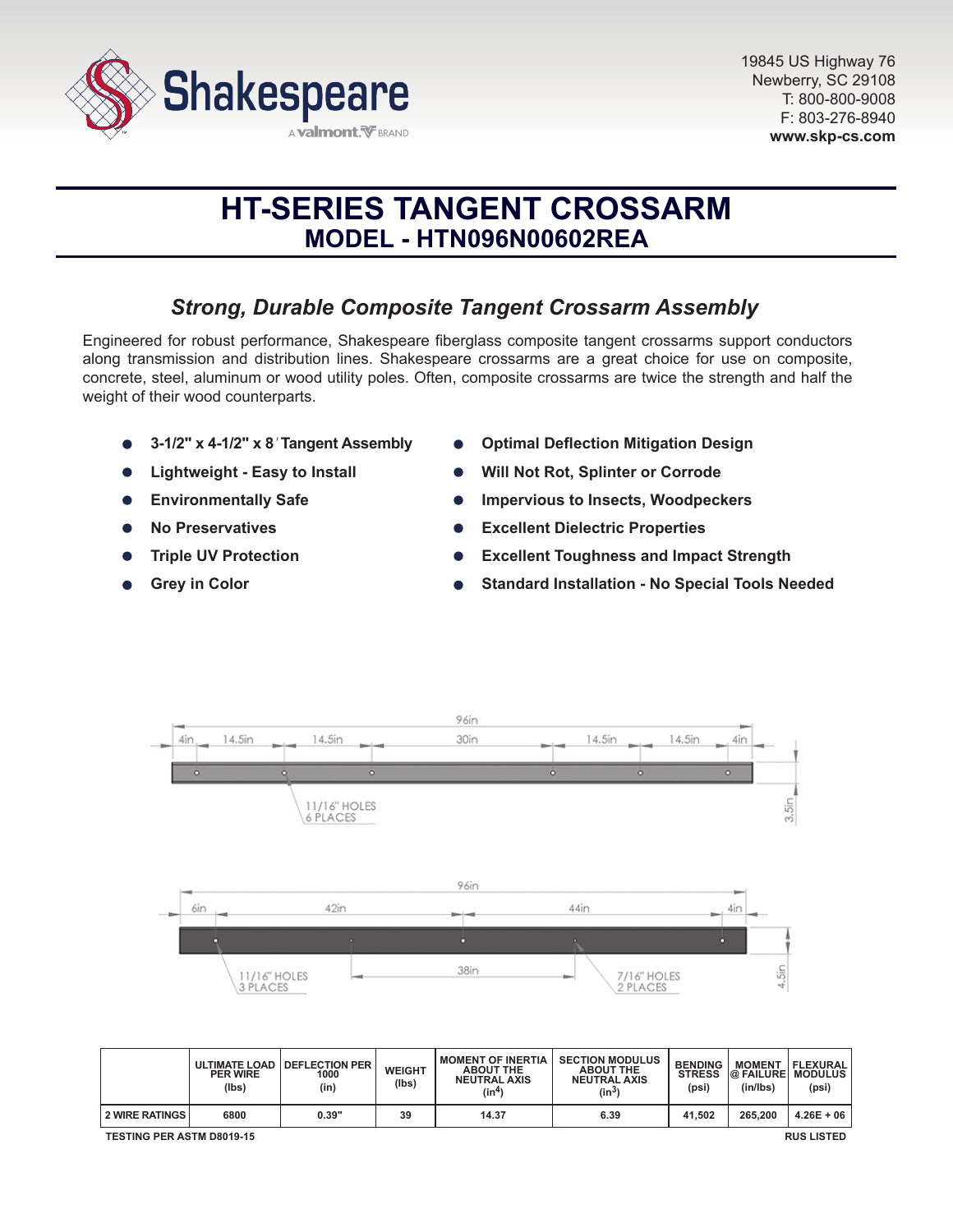Shakespeare

A valmont BRAND

19845 US Highway 76
Newberry, SC 29108
T: 800-800-9008
F: 803-276-8940
**www.skp-cs.com**

# HT-SERIES TANGENT CROSSARM
## MODEL - HTN096N00602REA

### *Strong, Durable Composite Tangent Crossarm Assembly*

Engineered for robust performance, Shakespeare fiberglass composite tangent crossarms support conductors along transmission and distribution lines. Shakespeare crossarms are a great choice for use on composite, concrete, steel, aluminum or wood utility poles. Often, composite crossarms are twice the strength and half the weight of their wood counterparts.

- **3-1/2" x 4-1/2" x 8' Tangent Assembly**
- **Lightweight - Easy to Install**
- **Environmentally Safe**
- **No Preservatives**
- **Triple UV Protection**
- **Grey in Color**
- **Optimal Deflection Mitigation Design**
- **Will Not Rot, Splinter or Corrode**
- **Impervious to Insects, Woodpeckers**
- **Excellent Dielectric Properties**
- **Excellent Toughness and Impact Strength**
- **Standard Installation - No Special Tools Needed**

96in
4in | 14.5in | 14.5in | 30in | 14.5in | 14.5in | 4in
11/16" HOLES 6 PLACES
3.5in

96in
6in | 42in | 44in | 4in
38in
11/16" HOLES 3 PLACES
7/16" HOLES 2 PLACES
4.5in

| | ULTIMATE LOAD PER WIRE (lbs) | DEFLECTION PER 1000 (in) | WEIGHT (lbs) | MOMENT OF INERTIA ABOUT THE NEUTRAL AXIS ($in^4$) | SECTION MODULUS ABOUT THE NEUTRAL AXIS ($in^3$) | BENDING STRESS (psi) | MOMENT @ FAILURE (in/lbs) | FLEXURAL MODULUS (psi) |
|---|---|---|---|---|---|---|---|---|
| 2 WIRE RATINGS | 6800 | 0.39" | 39 | 14.37 | 6.39 | 41,502 | 265,200 | 4.26E + 06 |

TESTING PER ASTM D8019-15

RUS LISTED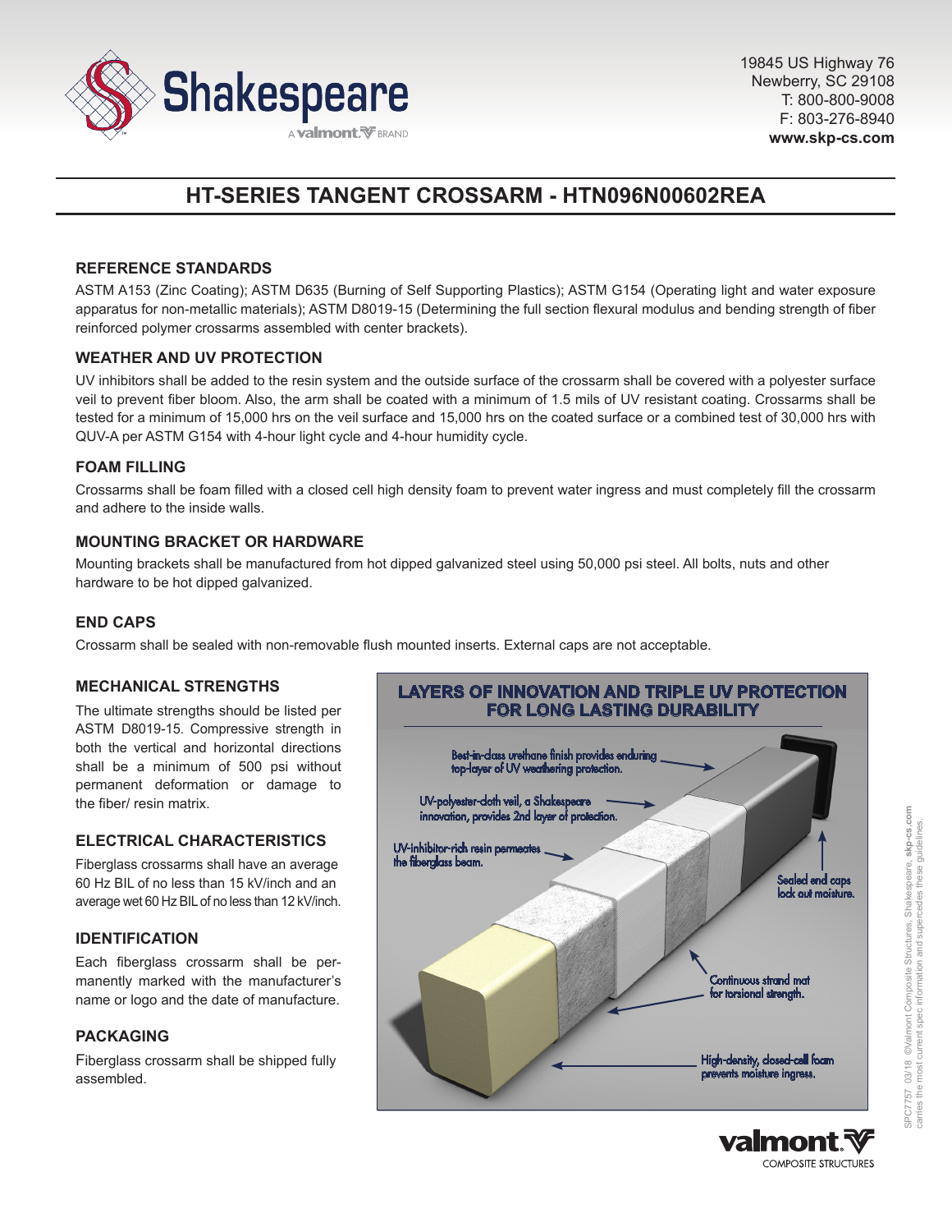19845 US Highway 76
Newberry, SC 29108
T: 800-800-9008
F: 803-276-8940
**www.skp-cs.com**

# HT-SERIES TANGENT CROSSARM - HTN096N00602REA

### REFERENCE STANDARDS

ASTM A153 (Zinc Coating); ASTM D635 (Burning of Self Supporting Plastics); ASTM G154 (Operating light and water exposure apparatus for non-metallic materials); ASTM D8019-15 (Determining the full section flexural modulus and bending strength of fiber reinforced polymer crossarms assembled with center brackets).

### WEATHER AND UV PROTECTION

UV inhibitors shall be added to the resin system and the outside surface of the crossarm shall be covered with a polyester surface veil to prevent fiber bloom. Also, the arm shall be coated with a minimum of 1.5 mils of UV resistant coating. Crossarms shall be tested for a minimum of 15,000 hrs on the veil surface and 15,000 hrs on the coated surface or a combined test of 30,000 hrs with QUV-A per ASTM G154 with 4-hour light cycle and 4-hour humidity cycle.

### FOAM FILLING

Crossarms shall be foam filled with a closed cell high density foam to prevent water ingress and must completely fill the crossarm and adhere to the inside walls.

### MOUNTING BRACKET OR HARDWARE

Mounting brackets shall be manufactured from hot dipped galvanized steel using 50,000 psi steel. All bolts, nuts and other hardware to be hot dipped galvanized.

### END CAPS

Crossarm shall be sealed with non-removable flush mounted inserts. External caps are not acceptable.

### MECHANICAL STRENGTHS

The ultimate strengths should be listed per ASTM D8019-15. Compressive strength in both the vertical and horizontal directions shall be a minimum of 500 psi without permanent deformation or damage to the fiber/ resin matrix.

### ELECTRICAL CHARACTERISTICS

Fiberglass crossarms shall have an average 60 Hz BIL of no less than 15 kV/inch and an average wet 60 Hz BIL of no less than 12 kV/inch.

### IDENTIFICATION

Each fiberglass crossarm shall be permanently marked with the manufacturer's name or logo and the date of manufacture.

### PACKAGING

Fiberglass crossarm shall be shipped fully assembled.

LAYERS OF INNOVATION AND TRIPLE UV PROTECTION FOR LONG LASTING DURABILITY

Best-in-class urethane finish provides enduring top-layer of UV weathering protection.

UV-polyester-cloth veil, a Shakespeare innovation, provides 2nd layer of protection.

UV-inhibitor-rich resin permeates the fiberglass beam.

Sealed end caps lock out moisture.

Continuous strand mat for torsional strength.

High-density, closed-cell foam prevents moisture ingress.

SPC7757 03/18 ©Valmont Composite Structures, Shakespeare, **skp-cs.com** carries the most current spec information and supercedes these guidelines.